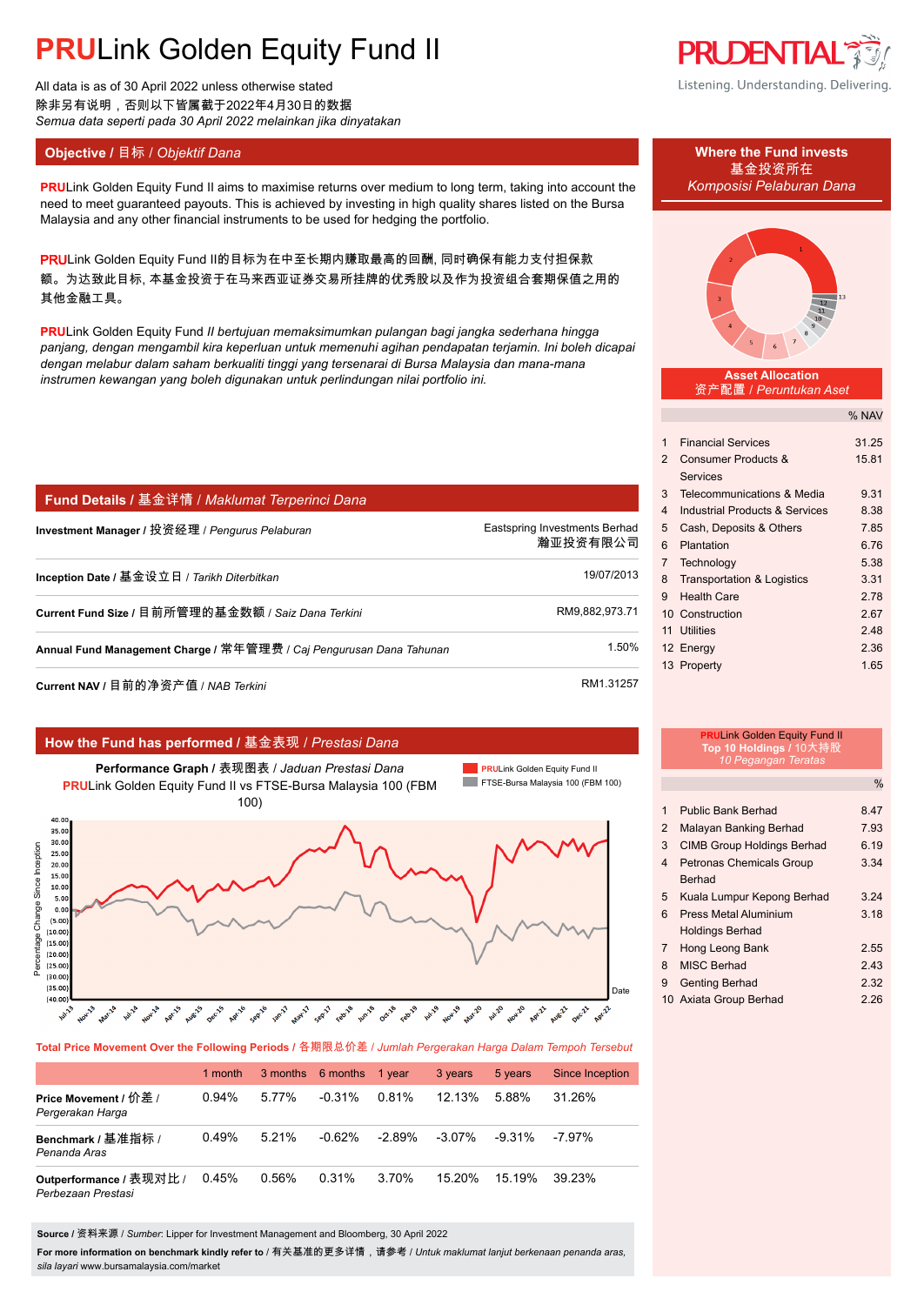# PRULink Golden Equity Fund II

All data is as of 30 April 2022 unless otherwise stated
除非另有说明，否则以下皆属截于2022年4月30日的数据
*Semua data seperti pada 30 April 2022 melainkan jika dinyatakan*

PRUDENTIAL
Listening. Understanding. Delivering.

## Objective / 目标 / *Objektif Dana*

PRULink Golden Equity Fund II aims to maximise returns over medium to long term, taking into account the need to meet guaranteed payouts. This is achieved by investing in high quality shares listed on the Bursa Malaysia and any other financial instruments to be used for hedging the portfolio.

PRULink Golden Equity Fund II的目标为在中至长期内赚取最高的回酬, 同时确保有能力支付担保款额。为达致此目标, 本基金投资于在马来西亚证券交易所挂牌的优秀股以及作为投资组合套期保值之用的其他金融工具。

PRULink Golden Equity Fund *II bertujuan memaksimumkan pulangan bagi jangka sederhana hingga panjang, dengan mengambil kira keperluan untuk memenuhi agihan pendapatan terjamin. Ini boleh dicapai dengan melabur dalam saham berkualiti tinggi yang tersenarai di Bursa Malaysia dan mana-mana instrumen kewangan yang boleh digunakan untuk perlindungan nilai portfolio ini.*

## Fund Details / 基金详情 / *Maklumat Terperinci Dana*

| | |
|---|---|
| **Investment Manager / 投资经理 /** *Pengurus Pelaburan* | Eastspring Investments Berhad 瀚亚投资有限公司 |
| **Inception Date / 基金设立日 /** *Tarikh Diterbitkan* | 19/07/2013 |
| **Current Fund Size / 目前所管理的基金数额 /** *Saiz Dana Terkini* | RM9,882,973.71 |
| **Annual Fund Management Charge / 常年管理费 /** *Caj Pengurusan Dana Tahunan* | 1.50% |
| **Current NAV / 目前的净资产值 /** *NAB Terkini* | RM1.31257 |

## How the Fund has performed / 基金表现 / *Prestasi Dana*

**Performance Graph / 表现图表 /** *Jaduan Prestasi Dana*
PRULink Golden Equity Fund II vs FTSE-Bursa Malaysia 100 (FBM 100)

Legend: PRULink Golden Equity Fund II; FTSE-Bursa Malaysia 100 (FBM 100)

**Total Price Movement Over the Following Periods / 各期限总价差 /** *Jumlah Pergerakan Harga Dalam Tempoh Tersebut*

| | 1 month | 3 months | 6 months | 1 year | 3 years | 5 years | Since Inception |
|---|---|---|---|---|---|---|---|
| **Price Movement / 价差 /** *Pergerakan Harga* | 0.94% | 5.77% | -0.31% | 0.81% | 12.13% | 5.88% | 31.26% |
| **Benchmark / 基准指标 /** *Penanda Aras* | 0.49% | 5.21% | -0.62% | -2.89% | -3.07% | -9.31% | -7.97% |
| **Outperformance / 表现对比 /** *Perbezaan Prestasi* | 0.45% | 0.56% | 0.31% | 3.70% | 15.20% | 15.19% | 39.23% |

**Source / 资料来源 /** *Sumber*: Lipper for Investment Management and Bloomberg, 30 April 2022

**For more information on benchmark kindly refer to / 有关基准的更多详情，请参考 /** *Untuk maklumat lanjut berkenaan penanda aras, sila layari* www.bursamalaysia.com/market

## Where the Fund invests / 基金投资所在 / *Komposisi Pelaburan Dana*

**Asset Allocation / 资产配置 /** *Peruntukan Aset*

| | | % NAV |
|---|---|---|
| 1 | Financial Services | 31.25 |
| 2 | Consumer Products & Services | 15.81 |
| 3 | Telecommunications & Media | 9.31 |
| 4 | Industrial Products & Services | 8.38 |
| 5 | Cash, Deposits & Others | 7.85 |
| 6 | Plantation | 6.76 |
| 7 | Technology | 5.38 |
| 8 | Transportation & Logistics | 3.31 |
| 9 | Health Care | 2.78 |
| 10 | Construction | 2.67 |
| 11 | Utilities | 2.48 |
| 12 | Energy | 2.36 |
| 13 | Property | 1.65 |

**PRULink Golden Equity Fund II Top 10 Holdings / 10大持股 /** *10 Pegangan Teratas*

| | | % |
|---|---|---|
| 1 | Public Bank Berhad | 8.47 |
| 2 | Malayan Banking Berhad | 7.93 |
| 3 | CIMB Group Holdings Berhad | 6.19 |
| 4 | Petronas Chemicals Group Berhad | 3.34 |
| 5 | Kuala Lumpur Kepong Berhad | 3.24 |
| 6 | Press Metal Aluminium Holdings Berhad | 3.18 |
| 7 | Hong Leong Bank | 2.55 |
| 8 | MISC Berhad | 2.43 |
| 9 | Genting Berhad | 2.32 |
| 10 | Axiata Group Berhad | 2.26 |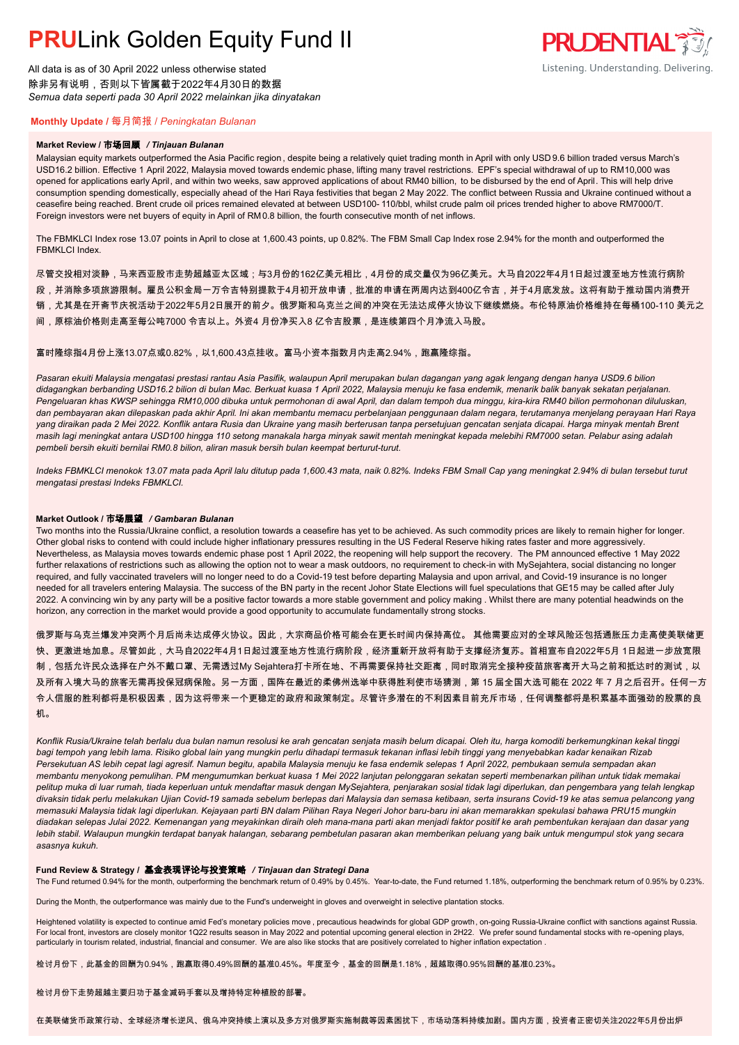# **PRU**Link Golden Equity Fund II

All data is as of 30 April 2022 unless otherwise stated
除非另有说明，否则以下皆属截于2022年4月30日的数据
*Semua data seperti pada 30 April 2022 melainkan jika dinyatakan*

## Monthly Update / 每月简报 / *Peningkatan Bulanan*

### Market Review / 市场回顾 / *Tinjauan Bulanan*

Malaysian equity markets outperformed the Asia Pacific region, despite being a relatively quiet trading month in April with only USD 9.6 billion traded versus March's USD16.2 billion. Effective 1 April 2022, Malaysia moved towards endemic phase, lifting many travel restrictions. EPF's special withdrawal of up to RM10,000 was opened for applications early April, and within two weeks, saw approved applications of about RM40 billion, to be disbursed by the end of April. This will help drive consumption spending domestically, especially ahead of the Hari Raya festivities that began 2 May 2022. The conflict between Russia and Ukraine continued without a ceasefire being reached. Brent crude oil prices remained elevated at between USD100- 110/bbl, whilst crude palm oil prices trended higher to above RM7000/T. Foreign investors were net buyers of equity in April of RM0.8 billion, the fourth consecutive month of net inflows.

The FBMKLCI Index rose 13.07 points in April to close at 1,600.43 points, up 0.82%. The FBM Small Cap Index rose 2.94% for the month and outperformed the FBMKLCI Index.

尽管交投相对淡静，马来西亚股市走势超越亚太区域；与3月份的162亿美元相比，4月份的成交量仅为96亿美元。大马自2022年4月1日起过渡至地方性流行病阶段，并消除多项旅游限制。雇员公积金局一万令吉特别提款于4月初开放申请，批准的申请在两周内达到400亿令吉，并于4月底发放。这将有助于推动国内消费开销，尤其是在开斋节庆祝活动于2022年5月2日展开的前夕。俄罗斯和乌克兰之间的冲突在无法达成停火协议下继续燃烧。布伦特原油价格维持在每桶100-110 美元之间，原棕油价格则走高至每公吨7000 令吉以上。外资4 月份净买入8 亿令吉股票，是连续第四个月净流入马股。

富时隆综指4月份上涨13.07点或0.82%，以1,600.43点挂收。富马小资本指数月内走高2.94%，跑赢隆综指。

*Pasaran ekuiti Malaysia mengatasi prestasi rantau Asia Pasifik, walaupun April merupakan bulan dagangan yang agak lengang dengan hanya USD9.6 bilion didagangkan berbanding USD16.2 bilion di bulan Mac. Berkuat kuasa 1 April 2022, Malaysia menuju ke fasa endemik, menarik balik banyak sekatan perjalanan. Pengeluaran khas KWSP sehingga RM10,000 dibuka untuk permohonan di awal April, dan dalam tempoh dua minggu, kira-kira RM40 bilion permohonan diluluskan, dan pembayaran akan dilepaskan pada akhir April. Ini akan membantu memacu perbelanjaan penggunaan dalam negara, terutamanya menjelang perayaan Hari Raya yang diraikan pada 2 Mei 2022. Konflik antara Rusia dan Ukraine yang masih berterusan tanpa persetujuan gencatan senjata dicapai. Harga minyak mentah Brent masih lagi meningkat antara USD100 hingga 110 setong manakala harga minyak sawit mentah meningkat kepada melebihi RM7000 setan. Pelabur asing adalah pembeli bersih ekuiti bernilai RM0.8 bilion, aliran masuk bersih bulan keempat berturut-turut.*

*Indeks FBMKLCI menokok 13.07 mata pada April lalu ditutup pada 1,600.43 mata, naik 0.82%. Indeks FBM Small Cap yang meningkat 2.94% di bulan tersebut turut mengatasi prestasi Indeks FBMKLCI.*

### Market Outlook / 市场展望 / *Gambaran Bulanan*

Two months into the Russia/Ukraine conflict, a resolution towards a ceasefire has yet to be achieved. As such commodity prices are likely to remain higher for longer. Other global risks to contend with could include higher inflationary pressures resulting in the US Federal Reserve hiking rates faster and more aggressively. Nevertheless, as Malaysia moves towards endemic phase post 1 April 2022, the reopening will help support the recovery. The PM announced effective 1 May 2022 further relaxations of restrictions such as allowing the option not to wear a mask outdoors, no requirement to check-in with MySejahtera, social distancing no longer required, and fully vaccinated travelers will no longer need to do a Covid-19 test before departing Malaysia and upon arrival, and Covid-19 insurance is no longer needed for all travelers entering Malaysia. The success of the BN party in the recent Johor State Elections will fuel speculations that GE15 may be called after July 2022. A convincing win by any party will be a positive factor towards a more stable government and policy making . Although there are many potential headwinds on the horizon, any correction in the market would provide a good opportunity to accumulate fundamentally strong stocks.

俄罗斯与乌克兰爆发冲突两个月后尚未达成停火协议。因此，大宗商品价格可能会在更长时间内保持高位。 其他需要应对的全球风险还包括通胀压力走高使美联储更快、更激进地加息。尽管如此，大马自2022年4月1日起过渡至地方性流行病阶段，经济重新开放将有助于支撑经济复苏。首相宣布自2022年5月 1日起进一步放宽限制，包括允许民众选择在户外不戴口罩、无需透过My Sejahtera打卡所在地、不再需要保持社交距离，同时取消完全接种疫苗旅客离开大马之前和抵达时的测试，以及所有入境大马的旅客无需再投保冠病保险。另一方面，国阵在最近的柔佛州选举中获得胜利使市场猜测，第 15 届全国大选可能在 2022 年 7 月之后召开。任何一方令人信服的胜利都将是积极因素，因为这将带来一个更稳定的政府和政策制定。尽管许多潜在的不利因素目前充斥市场，任何调整都将是积累基本面强劲的股票的良机。

*Konflik Rusia/Ukraine telah berlalu dua bulan namun resolusi ke arah gencatan senjata masih belum dicapai. Oleh itu, harga komoditi berkemungkinan kekal tinggi bagi tempoh yang lebih lama. Risiko global lain yang mungkin perlu dihadapi termasuk tekanan inflasi lebih tinggi yang menyebabkan kadar kenaikan Rizab Persekutuan AS lebih cepat lagi agresif. Namun begitu, apabila Malaysia menuju ke fasa endemik selepas 1 April 2022, pembukaan semula sempadan akan membantu menyokong pemulihan. PM mengumumkan berkuat kuasa 1 Mei 2022 lanjutan pelonggaran sekatan seperti membenarkan pilihan untuk tidak memakai pelitup muka di luar rumah, tiada keperluan untuk mendaftar masuk dengan MySejahtera, penjarakan sosial tidak lagi diperlukan, dan pengembara yang telah lengkap divaksin tidak perlu melakukan Ujian Covid-19 samada sebelum berlepas dari Malaysia dan semasa ketibaan, serta insurans Covid-19 ke atas semua pelancong yang memasuki Malaysia tidak lagi diperlukan. Kejayaan parti BN dalam Pilihan Raya Negeri Johor baru-baru ini akan memarakkan spekulasi bahawa PRU15 mungkin diadakan selepas Julai 2022. Kemenangan yang meyakinkan diraih oleh mana-mana parti akan menjadi faktor positif ke arah pembentukan kerajaan dan dasar yang lebih stabil. Walaupun mungkin terdapat banyak halangan, sebarang pembetulan pasaran akan memberikan peluang yang baik untuk mengumpul stok yang secara asasnya kukuh.*

### Fund Review & Strategy / 基金表现评论与投资策略 / *Tinjauan dan Strategi Dana*

The Fund returned 0.94% for the month, outperforming the benchmark return of 0.49% by 0.45%. Year-to-date, the Fund returned 1.18%, outperforming the benchmark return of 0.95% by 0.23%.

During the Month, the outperformance was mainly due to the Fund's underweight in gloves and overweight in selective plantation stocks.

Heightened volatility is expected to continue amid Fed's monetary policies move , precautious headwinds for global GDP growth, on-going Russia-Ukraine conflict with sanctions against Russia. For local front, investors are closely monitor 1Q22 results season in May 2022 and potential upcoming general election in 2H22. We prefer sound fundamental stocks with re-opening plays, particularly in tourism related, industrial, financial and consumer. We are also like stocks that are positively correlated to higher inflation expectation .

检讨月份下，此基金的回酬为0.94%，跑赢取得0.49%回酬的基准0.45%。年度至今，基金的回酬是1.18%，超越取得0.95%回酬的基准0.23%。

检讨月份下走势超越主要归功于基金减码手套以及增持特定种植股的部署。

在美联储货币政策行动、全球经济增长逆风、俄乌冲突持续上演以及多方对俄罗斯实施制裁等因素困扰下，市场动荡料持续加剧。国内方面，投资者正密切关注2022年5月份出炉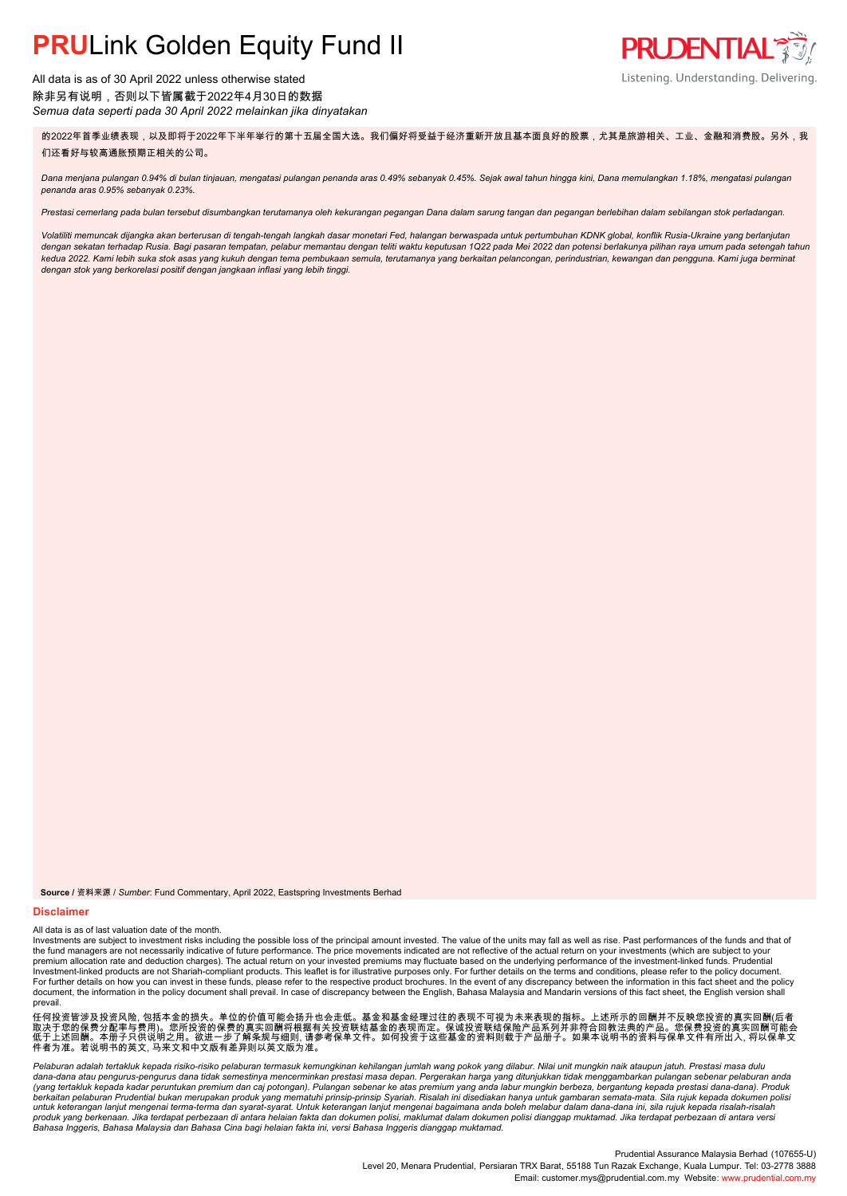# PRULink Golden Equity Fund II

All data is as of 30 April 2022 unless otherwise stated

除非另有说明，否则以下皆属截于2022年4月30日的数据

*Semua data seperti pada 30 April 2022 melainkan jika dinyatakan*

的2022年首季业绩表现，以及即将于2022年下半年举行的第十五届全国大选。我们偏好将受益于经济重新开放且基本面良好的股票，尤其是旅游相关、工业、金融和消费股。另外，我们还看好与较高通胀预期正相关的公司。

*Dana menjana pulangan 0.94% di bulan tinjauan, mengatasi pulangan penanda aras 0.49% sebanyak 0.45%. Sejak awal tahun hingga kini, Dana memulangkan 1.18%, mengatasi pulangan penanda aras 0.95% sebanyak 0.23%.*

*Prestasi cemerlang pada bulan tersebut disumbangkan terutamanya oleh kekurangan pegangan Dana dalam sarung tangan dan pegangan berlebihan dalam sebilangan stok perladangan.*

*Volatiliti memuncak dijangka akan berterusan di tengah-tengah langkah dasar monetari Fed, halangan berwaspada untuk pertumbuhan KDNK global, konflik Rusia-Ukraine yang berlanjutan dengan sekatan terhadap Rusia. Bagi pasaran tempatan, pelabur memantau dengan teliti waktu keputusan 1Q22 pada Mei 2022 dan potensi berlakunya pilihan raya umum pada setengah tahun kedua 2022. Kami lebih suka stok asas yang kukuh dengan tema pembukaan semula, terutamanya yang berkaitan pelancongan, perindustrian, kewangan dan pengguna. Kami juga berminat dengan stok yang berkorelasi positif dengan jangkaan inflasi yang lebih tinggi.*

**Source** / 资料来源 / *Sumber*: Fund Commentary, April 2022, Eastspring Investments Berhad

## Disclaimer

All data is as of last valuation date of the month.
Investments are subject to investment risks including the possible loss of the principal amount invested. The value of the units may fall as well as rise. Past performances of the funds and that of the fund managers are not necessarily indicative of future performance. The price movements indicated are not reflective of the actual return on your investments (which are subject to your premium allocation rate and deduction charges). The actual return on your invested premiums may fluctuate based on the underlying performance of the investment-linked funds. Prudential Investment-linked products are not Shariah-compliant products. This leaflet is for illustrative purposes only. For further details on the terms and conditions, please refer to the policy document. For further details on how you can invest in these funds, please refer to the respective product brochures. In the event of any discrepancy between the information in this fact sheet and the policy document, the information in the policy document shall prevail. In case of discrepancy between the English, Bahasa Malaysia and Mandarin versions of this fact sheet, the English version shall prevail.

任何投资皆涉及投资风险, 包括本金的损失。单位的价值可能会扬升也会走低。基金和基金经理过往的表现不可视为未来表现的指标。上述所示的回酬并不反映您投资的真实回酬(后者取决于您的保费分配率与费用)。您所投资的保费的真实回酬将根据有关投资联结基金的表现而定。保诚投资联结保险产品系列并非符合回教法典的产品。您保费投资的真实回酬可能会低于上述回酬。本册子只供说明之用。欲进一步了解条规与细则, 请参考保单文件。如何投资于这些基金的资料则载于产品册子。如果本说明书的资料与保单文件有所出入, 将以保单文件者为准。若说明书的英文, 马来文和中文版有差异则以英文版为准。

*Pelaburan adalah tertakluk kepada risiko-risiko pelaburan termasuk kemungkinan kehilangan jumlah wang pokok yang dilabur. Nilai unit mungkin naik ataupun jatuh. Prestasi masa dulu dana-dana atau pengurus-pengurus dana tidak semestinya mencerminkan prestasi masa depan. Pergerakan harga yang ditunjukkan tidak menggambarkan pulangan sebenar pelaburan anda (yang tertakluk kepada kadar peruntukan premium dan caj potongan). Pulangan sebenar ke atas premium yang anda labur mungkin berbeza, bergantung kepada prestasi dana-dana). Produk berkaitan pelaburan Prudential bukan merupakan produk yang mematuhi prinsip-prinsip Syariah. Risalah ini disediakan hanya untuk gambaran semata-mata. Sila rujuk kepada dokumen polisi untuk keterangan lanjut mengenai terma-terma dan syarat-syarat. Untuk keterangan lanjut mengenai bagaimana anda boleh melabur dalam dana-dana ini, sila rujuk kepada risalah-risalah produk yang berkenaan. Jika terdapat perbezaan di antara helaian fakta dan dokumen polisi, maklumat dalam dokumen polisi dianggap muktamad. Jika terdapat perbezaan di antara versi Bahasa Inggeris, Bahasa Malaysia dan Bahasa Cina bagi helaian fakta ini, versi Bahasa Inggeris dianggap muktamad.*

Prudential Assurance Malaysia Berhad (107655-U)
Level 20, Menara Prudential, Persiaran TRX Barat, 55188 Tun Razak Exchange, Kuala Lumpur. Tel: 03-2778 3888
Email: customer.mys@prudential.com.my Website: www.prudential.com.my